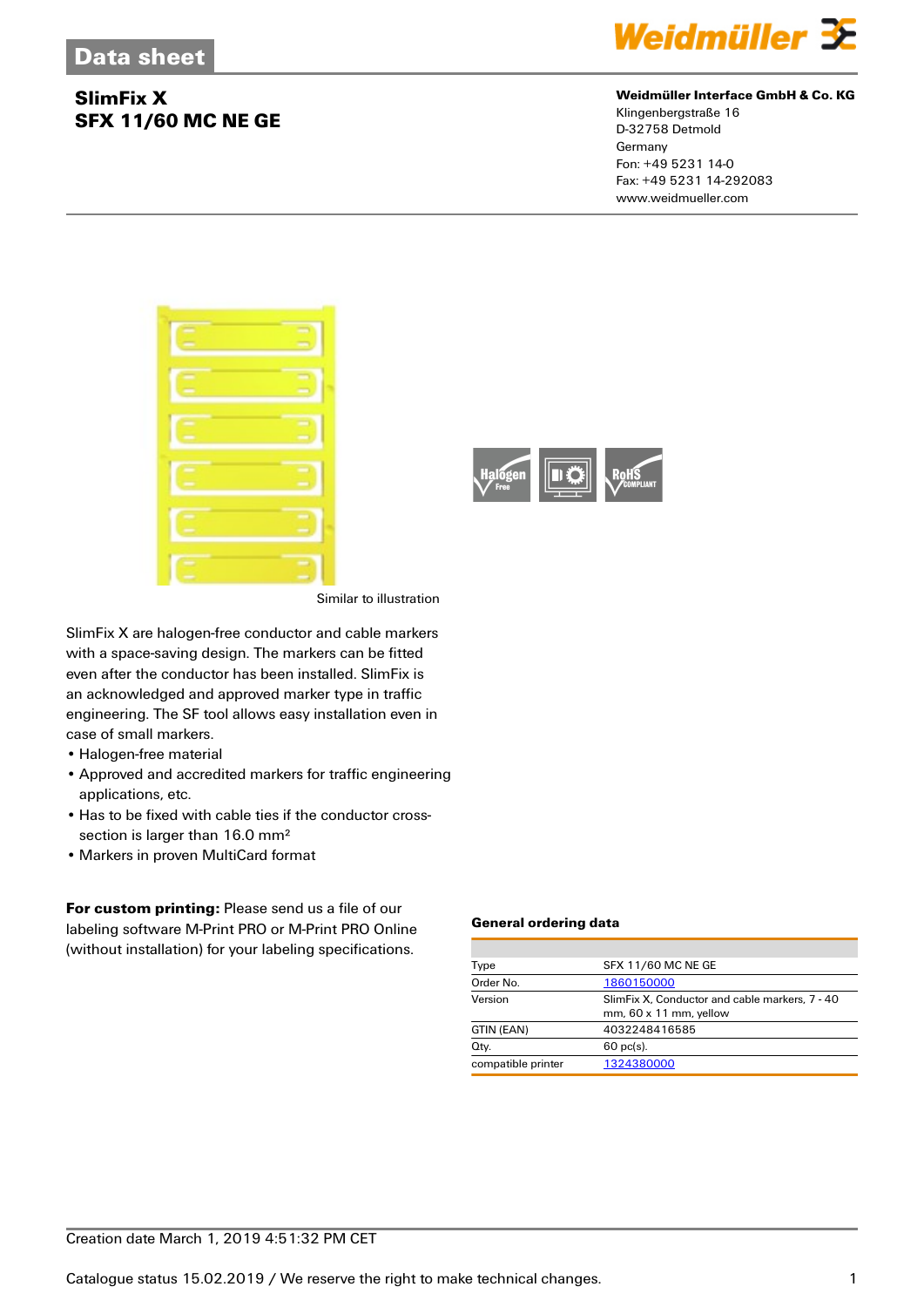# Data sheet

## SlimFix X
## SFX 11/60 MC NE GE

**Weidmüller Interface GmbH & Co. KG**
Klingenbergstraße 16
D-32758 Detmold
Germany
Fon: +49 5231 14-0
Fax: +49 5231 14-292083
www.weidmueller.com

Similar to illustration

SlimFix X are halogen-free conductor and cable markers with a space-saving design. The markers can be fitted even after the conductor has been installed. SlimFix is an acknowledged and approved marker type in traffic engineering. The SF tool allows easy installation even in case of small markers.

- Halogen-free material
- Approved and accredited markers for traffic engineering applications, etc.
- Has to be fixed with cable ties if the conductor cross-section is larger than 16.0 mm²
- Markers in proven MultiCard format

**For custom printing:** Please send us a file of our labeling software M-Print PRO or M-Print PRO Online (without installation) for your labeling specifications.

### General ordering data

| | |
|---|---|
| Type | SFX 11/60 MC NE GE |
| Order No. | 1860150000 |
| Version | SlimFix X, Conductor and cable markers, 7 - 40 mm, 60 x 11 mm, yellow |
| GTIN (EAN) | 4032248416585 |
| Qty. | 60 pc(s). |
| compatible printer | 1324380000 |

Creation date March 1, 2019 4:51:32 PM CET

Catalogue status 15.02.2019 / We reserve the right to make technical changes.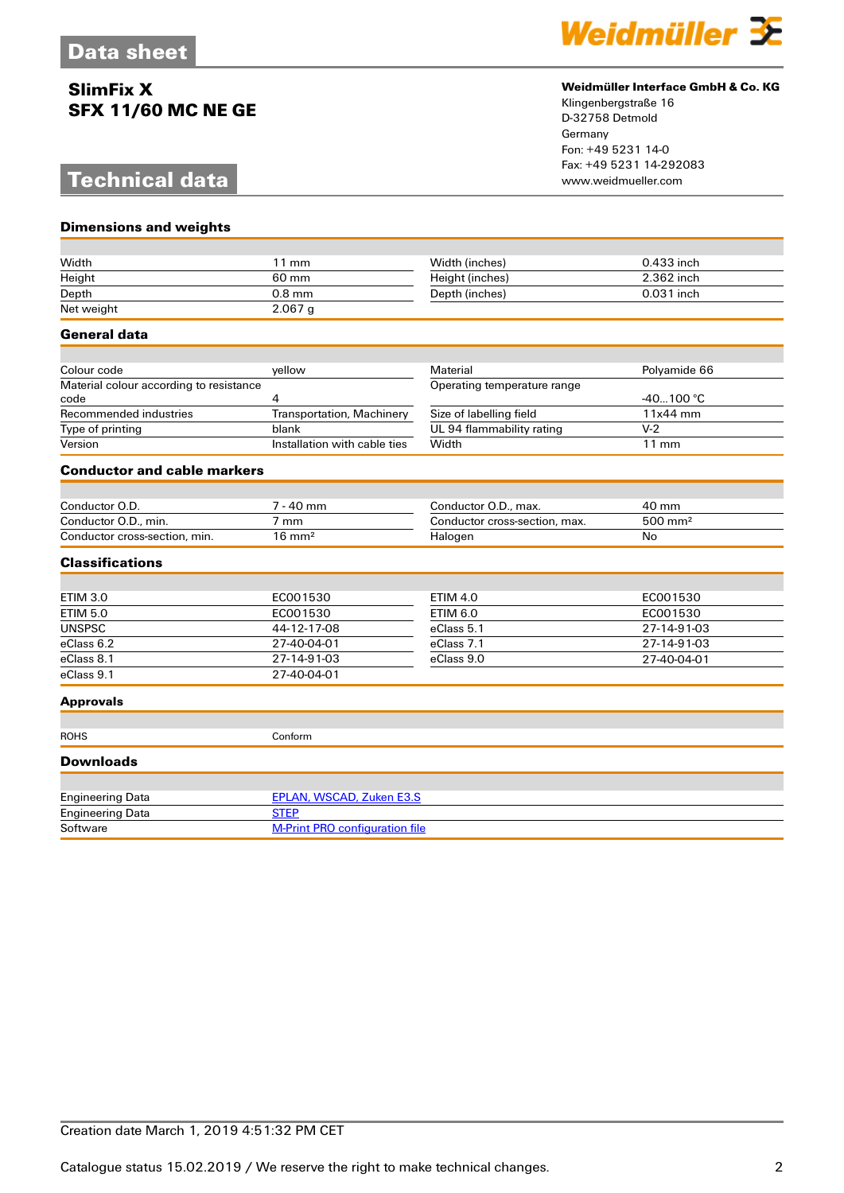## Data sheet

**SlimFix X**
**SFX 11/60 MC NE GE**

**Weidmüller Interface GmbH & Co. KG**
Klingenbergstraße 16
D-32758 Detmold
Germany
Fon: +49 5231 14-0
Fax: +49 5231 14-292083
www.weidmueller.com

## Technical data

### Dimensions and weights

| | | | |
|---|---|---|---|
| Width | 11 mm | Width (inches) | 0.433 inch |
| Height | 60 mm | Height (inches) | 2.362 inch |
| Depth | 0.8 mm | Depth (inches) | 0.031 inch |
| Net weight | 2.067 g | | |

### General data

| | | | |
|---|---|---|---|
| Colour code | yellow | Material | Polyamide 66 |
| Material colour according to resistance code | 4 | Operating temperature range | -40...100 °C |
| Recommended industries | Transportation, Machinery | Size of labelling field | 11x44 mm |
| Type of printing | blank | UL 94 flammability rating | V-2 |
| Version | Installation with cable ties | Width | 11 mm |

### Conductor and cable markers

| | | | |
|---|---|---|---|
| Conductor O.D. | 7 - 40 mm | Conductor O.D., max. | 40 mm |
| Conductor O.D., min. | 7 mm | Conductor cross-section, max. | 500 mm² |
| Conductor cross-section, min. | 16 mm² | Halogen | No |

### Classifications

| | | | |
|---|---|---|---|
| ETIM 3.0 | EC001530 | ETIM 4.0 | EC001530 |
| ETIM 5.0 | EC001530 | ETIM 6.0 | EC001530 |
| UNSPSC | 44-12-17-08 | eClass 5.1 | 27-14-91-03 |
| eClass 6.2 | 27-40-04-01 | eClass 7.1 | 27-14-91-03 |
| eClass 8.1 | 27-14-91-03 | eClass 9.0 | 27-40-04-01 |
| eClass 9.1 | 27-40-04-01 | | |

### Approvals

| | |
|---|---|
| ROHS | Conform |

### Downloads

| | |
|---|---|
| Engineering Data | EPLAN, WSCAD, Zuken E3.S |
| Engineering Data | STEP |
| Software | M-Print PRO configuration file |

Creation date March 1, 2019 4:51:32 PM CET

Catalogue status 15.02.2019 / We reserve the right to make technical changes.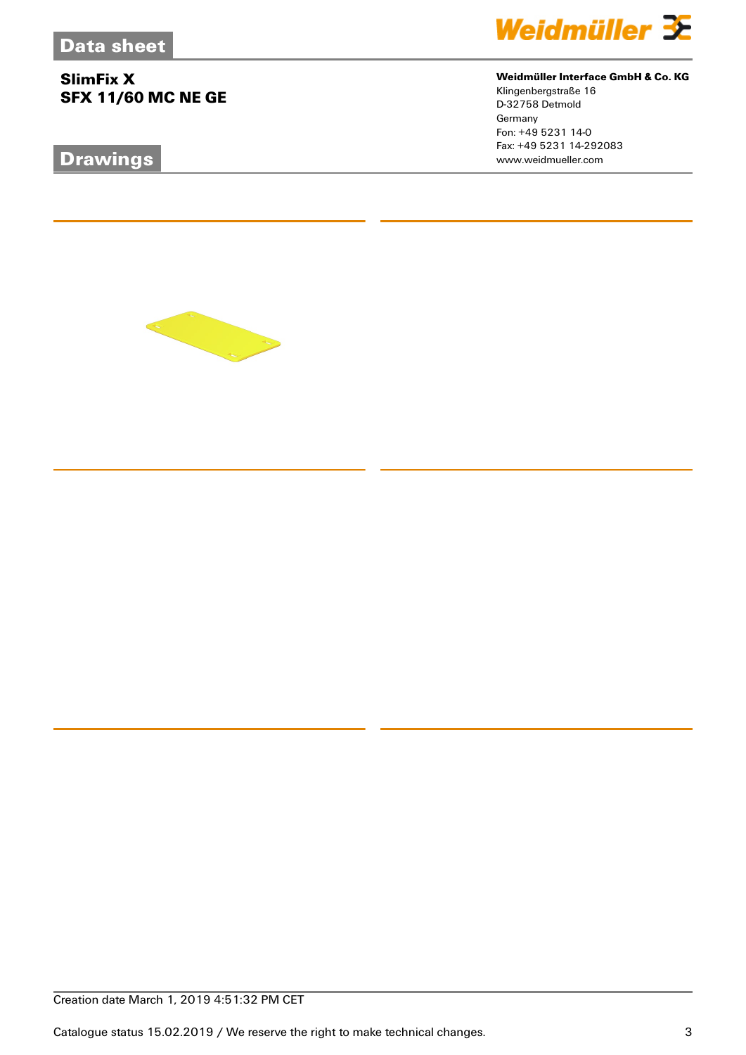# Data sheet

**SlimFix X**
**SFX 11/60 MC NE GE**

**Weidmüller Interface GmbH & Co. KG**
Klingenbergstraße 16
D-32758 Detmold
Germany
Fon: +49 5231 14-0
Fax: +49 5231 14-292083
www.weidmueller.com

## Drawings

Creation date March 1, 2019 4:51:32 PM CET

Catalogue status 15.02.2019 / We reserve the right to make technical changes.